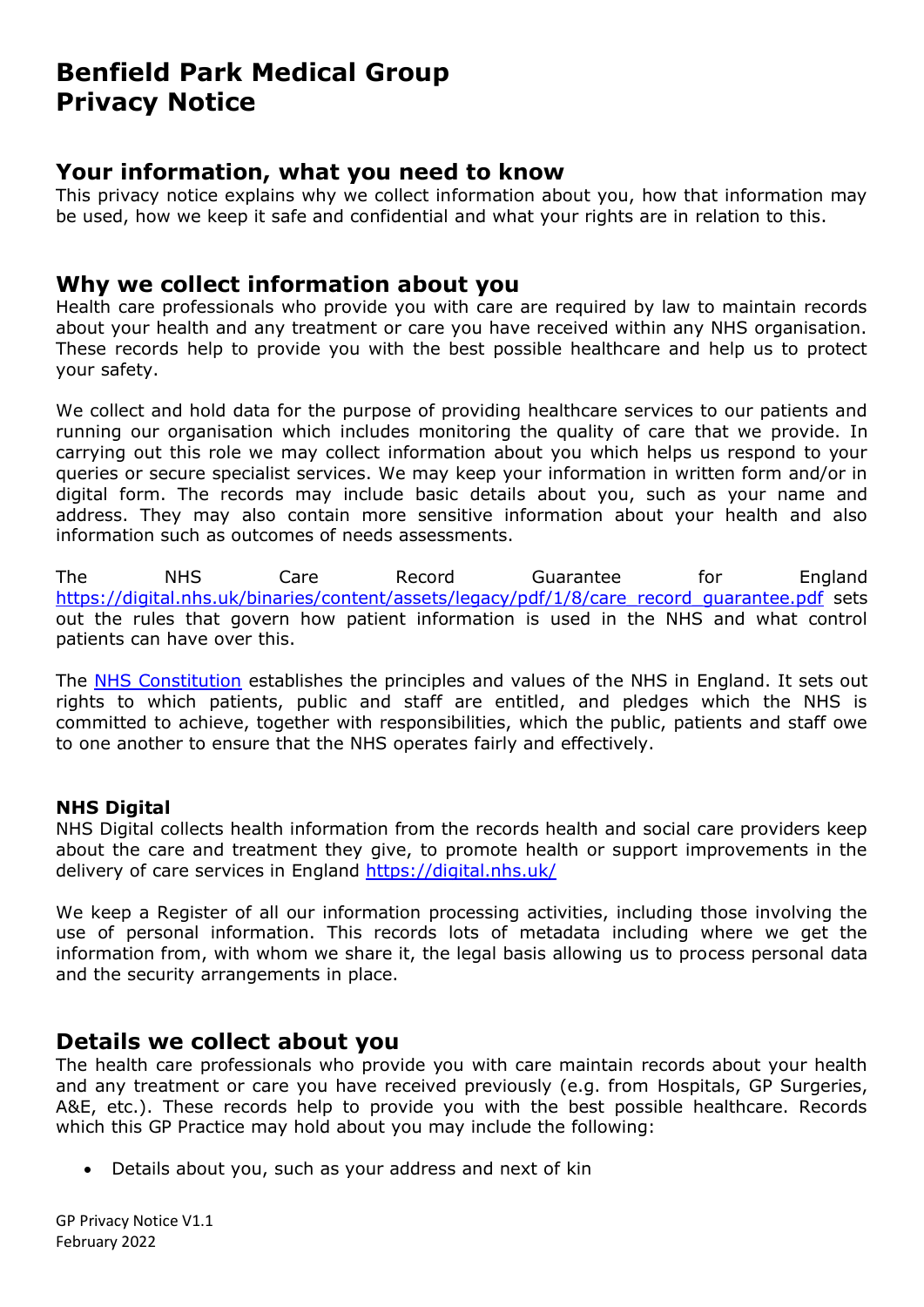# Benfield Park Medical Group Privacy Notice

## Your information, what you need to know

This privacy notice explains why we collect information about you, how that information may be used, how we keep it safe and confidential and what your rights are in relation to this.

## Why we collect information about you

Health care professionals who provide you with care are required by law to maintain records about your health and any treatment or care you have received within any NHS organisation. These records help to provide you with the best possible healthcare and help us to protect your safety.

We collect and hold data for the purpose of providing healthcare services to our patients and running our organisation which includes monitoring the quality of care that we provide. In carrying out this role we may collect information about you which helps us respond to your queries or secure specialist services. We may keep your information in written form and/or in digital form. The records may include basic details about you, such as your name and address. They may also contain more sensitive information about your health and also information such as outcomes of needs assessments.

The NHS Care Record Guarantee for England https://digital.nhs.uk/binaries/content/assets/legacy/pdf/1/8/care_record_guarantee.pdf sets out the rules that govern how patient information is used in the NHS and what control patients can have over this.

The NHS Constitution establishes the principles and values of the NHS in England. It sets out rights to which patients, public and staff are entitled, and pledges which the NHS is committed to achieve, together with responsibilities, which the public, patients and staff owe to one another to ensure that the NHS operates fairly and effectively.

### NHS Digital

NHS Digital collects health information from the records health and social care providers keep about the care and treatment they give, to promote health or support improvements in the delivery of care services in England https://digital.nhs.uk/

We keep a Register of all our information processing activities, including those involving the use of personal information. This records lots of metadata including where we get the information from, with whom we share it, the legal basis allowing us to process personal data and the security arrangements in place.

## Details we collect about you

The health care professionals who provide you with care maintain records about your health and any treatment or care you have received previously (e.g. from Hospitals, GP Surgeries, A&E, etc.). These records help to provide you with the best possible healthcare. Records which this GP Practice may hold about you may include the following:

- Details about you, such as your address and next of kin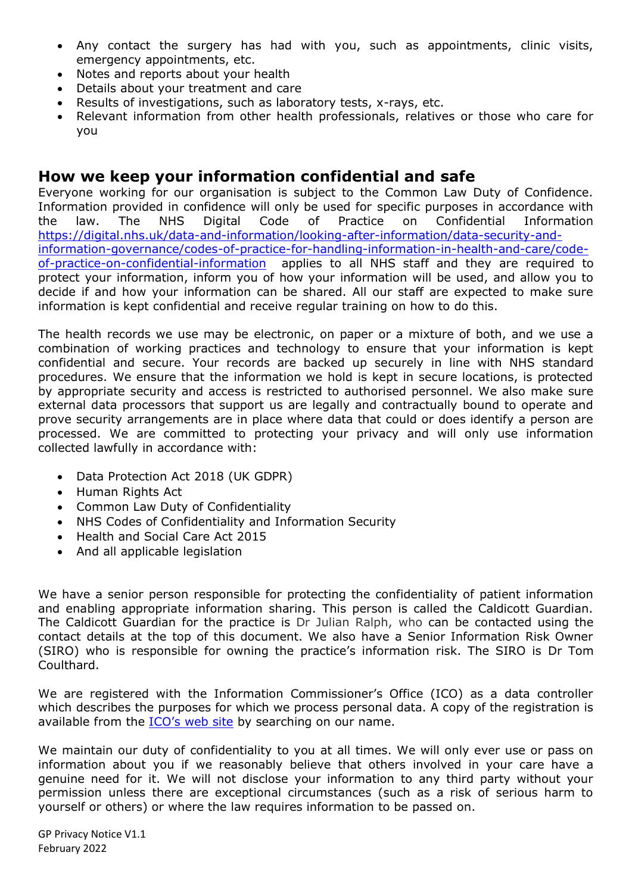- Any contact the surgery has had with you, such as appointments, clinic visits, emergency appointments, etc.
- Notes and reports about your health
- Details about your treatment and care
- Results of investigations, such as laboratory tests, x-rays, etc.
- Relevant information from other health professionals, relatives or those who care for you

## How we keep your information confidential and safe

Everyone working for our organisation is subject to the Common Law Duty of Confidence. Information provided in confidence will only be used for specific purposes in accordance with the law. The NHS Digital Code of Practice on Confidential Information [https://digital.nhs.uk/data-and-information/looking-after-information/data-security-and-information-governance/codes-of-practice-for-handling-information-in-health-and-care/code-of-practice-on-confidential-information](https://digital.nhs.uk/data-and-information/looking-after-information/data-security-and-information-governance/codes-of-practice-for-handling-information-in-health-and-care/code-of-practice-on-confidential-information) applies to all NHS staff and they are required to protect your information, inform you of how your information will be used, and allow you to decide if and how your information can be shared. All our staff are expected to make sure information is kept confidential and receive regular training on how to do this.

The health records we use may be electronic, on paper or a mixture of both, and we use a combination of working practices and technology to ensure that your information is kept confidential and secure. Your records are backed up securely in line with NHS standard procedures. We ensure that the information we hold is kept in secure locations, is protected by appropriate security and access is restricted to authorised personnel. We also make sure external data processors that support us are legally and contractually bound to operate and prove security arrangements are in place where data that could or does identify a person are processed. We are committed to protecting your privacy and will only use information collected lawfully in accordance with:

- Data Protection Act 2018 (UK GDPR)
- Human Rights Act
- Common Law Duty of Confidentiality
- NHS Codes of Confidentiality and Information Security
- Health and Social Care Act 2015
- And all applicable legislation

We have a senior person responsible for protecting the confidentiality of patient information and enabling appropriate information sharing. This person is called the Caldicott Guardian. The Caldicott Guardian for the practice is Dr Julian Ralph, who can be contacted using the contact details at the top of this document. We also have a Senior Information Risk Owner (SIRO) who is responsible for owning the practice's information risk. The SIRO is Dr Tom Coulthard.

We are registered with the Information Commissioner's Office (ICO) as a data controller which describes the purposes for which we process personal data. A copy of the registration is available from the ICO's web site by searching on our name.

We maintain our duty of confidentiality to you at all times. We will only ever use or pass on information about you if we reasonably believe that others involved in your care have a genuine need for it. We will not disclose your information to any third party without your permission unless there are exceptional circumstances (such as a risk of serious harm to yourself or others) or where the law requires information to be passed on.

GP Privacy Notice V1.1
February 2022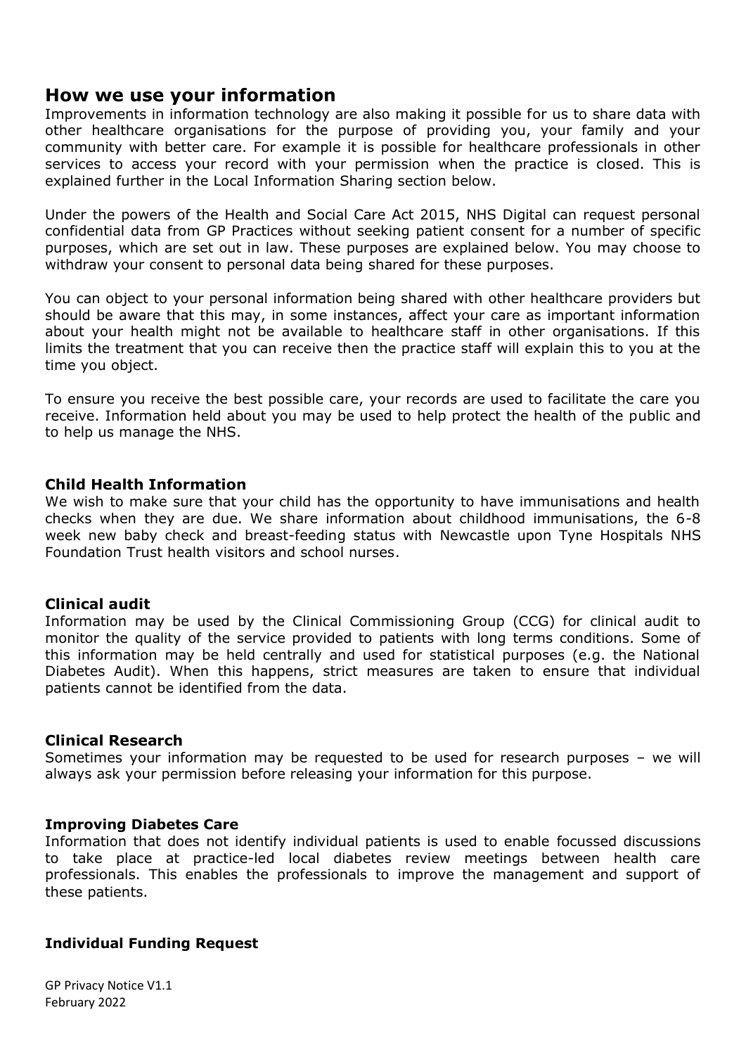## How we use your information

Improvements in information technology are also making it possible for us to share data with other healthcare organisations for the purpose of providing you, your family and your community with better care. For example it is possible for healthcare professionals in other services to access your record with your permission when the practice is closed. This is explained further in the Local Information Sharing section below.

Under the powers of the Health and Social Care Act 2015, NHS Digital can request personal confidential data from GP Practices without seeking patient consent for a number of specific purposes, which are set out in law. These purposes are explained below. You may choose to withdraw your consent to personal data being shared for these purposes.

You can object to your personal information being shared with other healthcare providers but should be aware that this may, in some instances, affect your care as important information about your health might not be available to healthcare staff in other organisations. If this limits the treatment that you can receive then the practice staff will explain this to you at the time you object.

To ensure you receive the best possible care, your records are used to facilitate the care you receive. Information held about you may be used to help protect the health of the public and to help us manage the NHS.

### Child Health Information

We wish to make sure that your child has the opportunity to have immunisations and health checks when they are due. We share information about childhood immunisations, the 6-8 week new baby check and breast-feeding status with Newcastle upon Tyne Hospitals NHS Foundation Trust health visitors and school nurses.

### Clinical audit

Information may be used by the Clinical Commissioning Group (CCG) for clinical audit to monitor the quality of the service provided to patients with long terms conditions. Some of this information may be held centrally and used for statistical purposes (e.g. the National Diabetes Audit). When this happens, strict measures are taken to ensure that individual patients cannot be identified from the data.

### Clinical Research

Sometimes your information may be requested to be used for research purposes – we will always ask your permission before releasing your information for this purpose.

### Improving Diabetes Care

Information that does not identify individual patients is used to enable focussed discussions to take place at practice-led local diabetes review meetings between health care professionals. This enables the professionals to improve the management and support of these patients.

### Individual Funding Request

GP Privacy Notice V1.1
February 2022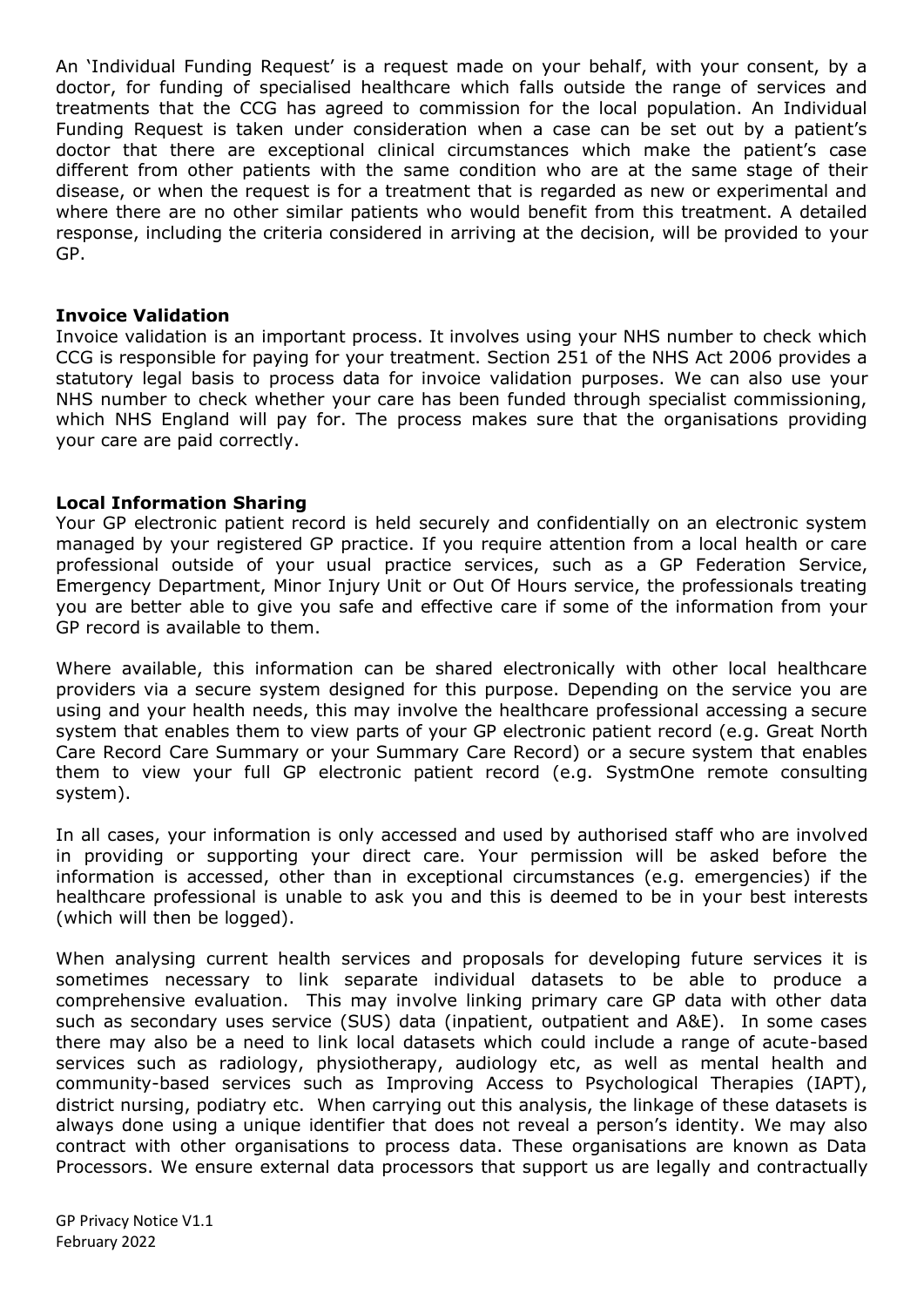An 'Individual Funding Request' is a request made on your behalf, with your consent, by a doctor, for funding of specialised healthcare which falls outside the range of services and treatments that the CCG has agreed to commission for the local population. An Individual Funding Request is taken under consideration when a case can be set out by a patient's doctor that there are exceptional clinical circumstances which make the patient's case different from other patients with the same condition who are at the same stage of their disease, or when the request is for a treatment that is regarded as new or experimental and where there are no other similar patients who would benefit from this treatment. A detailed response, including the criteria considered in arriving at the decision, will be provided to your GP.

**Invoice Validation**

Invoice validation is an important process. It involves using your NHS number to check which CCG is responsible for paying for your treatment. Section 251 of the NHS Act 2006 provides a statutory legal basis to process data for invoice validation purposes. We can also use your NHS number to check whether your care has been funded through specialist commissioning, which NHS England will pay for. The process makes sure that the organisations providing your care are paid correctly.

**Local Information Sharing**

Your GP electronic patient record is held securely and confidentially on an electronic system managed by your registered GP practice. If you require attention from a local health or care professional outside of your usual practice services, such as a GP Federation Service, Emergency Department, Minor Injury Unit or Out Of Hours service, the professionals treating you are better able to give you safe and effective care if some of the information from your GP record is available to them.

Where available, this information can be shared electronically with other local healthcare providers via a secure system designed for this purpose. Depending on the service you are using and your health needs, this may involve the healthcare professional accessing a secure system that enables them to view parts of your GP electronic patient record (e.g. Great North Care Record Care Summary or your Summary Care Record) or a secure system that enables them to view your full GP electronic patient record (e.g. SystmOne remote consulting system).

In all cases, your information is only accessed and used by authorised staff who are involved in providing or supporting your direct care. Your permission will be asked before the information is accessed, other than in exceptional circumstances (e.g. emergencies) if the healthcare professional is unable to ask you and this is deemed to be in your best interests (which will then be logged).

When analysing current health services and proposals for developing future services it is sometimes necessary to link separate individual datasets to be able to produce a comprehensive evaluation. This may involve linking primary care GP data with other data such as secondary uses service (SUS) data (inpatient, outpatient and A&E). In some cases there may also be a need to link local datasets which could include a range of acute-based services such as radiology, physiotherapy, audiology etc, as well as mental health and community-based services such as Improving Access to Psychological Therapies (IAPT), district nursing, podiatry etc. When carrying out this analysis, the linkage of these datasets is always done using a unique identifier that does not reveal a person's identity. We may also contract with other organisations to process data. These organisations are known as Data Processors. We ensure external data processors that support us are legally and contractually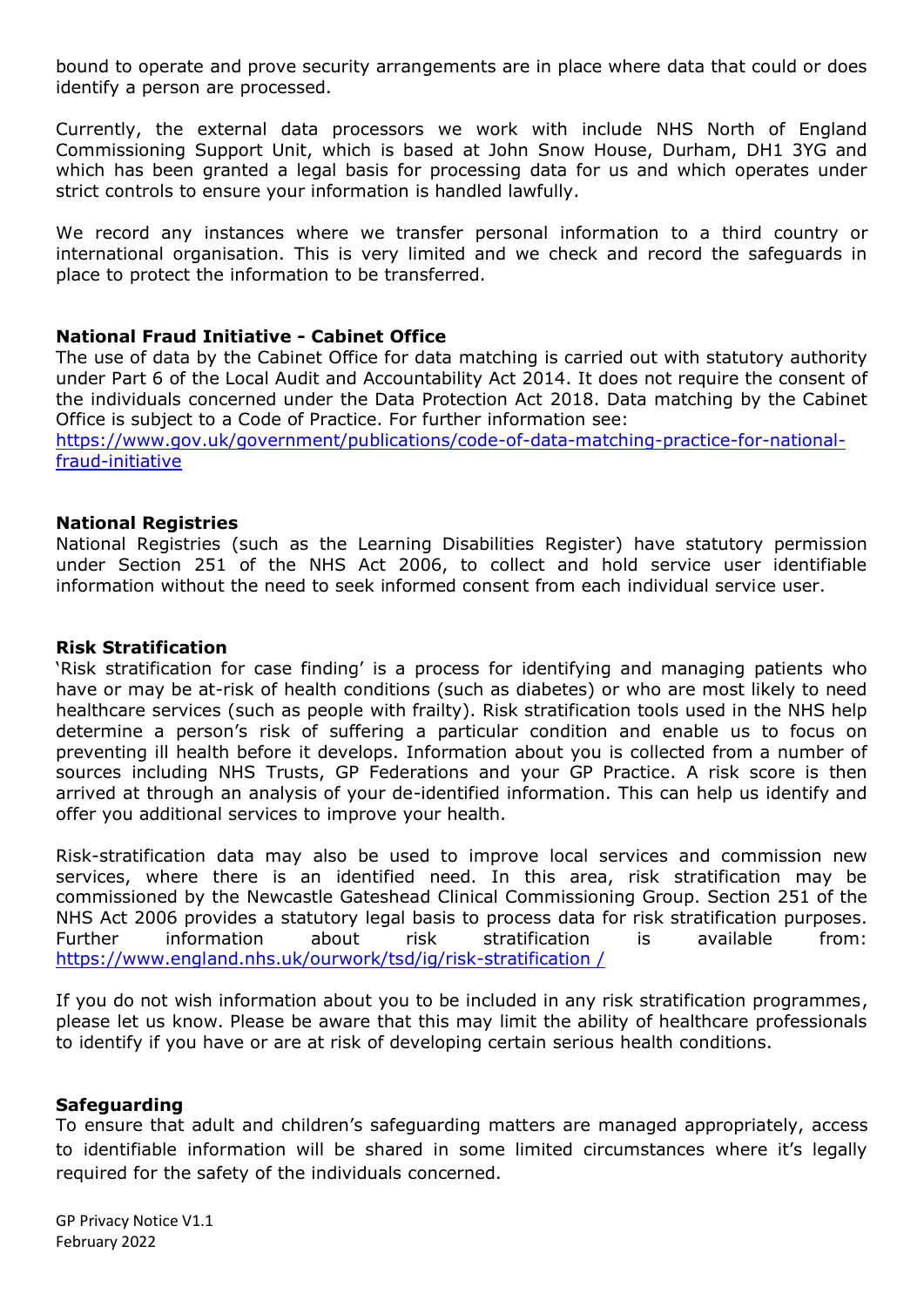bound to operate and prove security arrangements are in place where data that could or does identify a person are processed.

Currently, the external data processors we work with include NHS North of England Commissioning Support Unit, which is based at John Snow House, Durham, DH1 3YG and which has been granted a legal basis for processing data for us and which operates under strict controls to ensure your information is handled lawfully.

We record any instances where we transfer personal information to a third country or international organisation. This is very limited and we check and record the safeguards in place to protect the information to be transferred.

**National Fraud Initiative - Cabinet Office**

The use of data by the Cabinet Office for data matching is carried out with statutory authority under Part 6 of the Local Audit and Accountability Act 2014. It does not require the consent of the individuals concerned under the Data Protection Act 2018. Data matching by the Cabinet Office is subject to a Code of Practice. For further information see:
https://www.gov.uk/government/publications/code-of-data-matching-practice-for-national-fraud-initiative

**National Registries**

National Registries (such as the Learning Disabilities Register) have statutory permission under Section 251 of the NHS Act 2006, to collect and hold service user identifiable information without the need to seek informed consent from each individual service user.

**Risk Stratification**

'Risk stratification for case finding' is a process for identifying and managing patients who have or may be at-risk of health conditions (such as diabetes) or who are most likely to need healthcare services (such as people with frailty). Risk stratification tools used in the NHS help determine a person's risk of suffering a particular condition and enable us to focus on preventing ill health before it develops. Information about you is collected from a number of sources including NHS Trusts, GP Federations and your GP Practice. A risk score is then arrived at through an analysis of your de-identified information. This can help us identify and offer you additional services to improve your health.

Risk-stratification data may also be used to improve local services and commission new services, where there is an identified need. In this area, risk stratification may be commissioned by the Newcastle Gateshead Clinical Commissioning Group. Section 251 of the NHS Act 2006 provides a statutory legal basis to process data for risk stratification purposes. Further information about risk stratification is available from: https://www.england.nhs.uk/ourwork/tsd/ig/risk-stratification /

If you do not wish information about you to be included in any risk stratification programmes, please let us know. Please be aware that this may limit the ability of healthcare professionals to identify if you have or are at risk of developing certain serious health conditions.

**Safeguarding**

To ensure that adult and children's safeguarding matters are managed appropriately, access to identifiable information will be shared in some limited circumstances where it's legally required for the safety of the individuals concerned.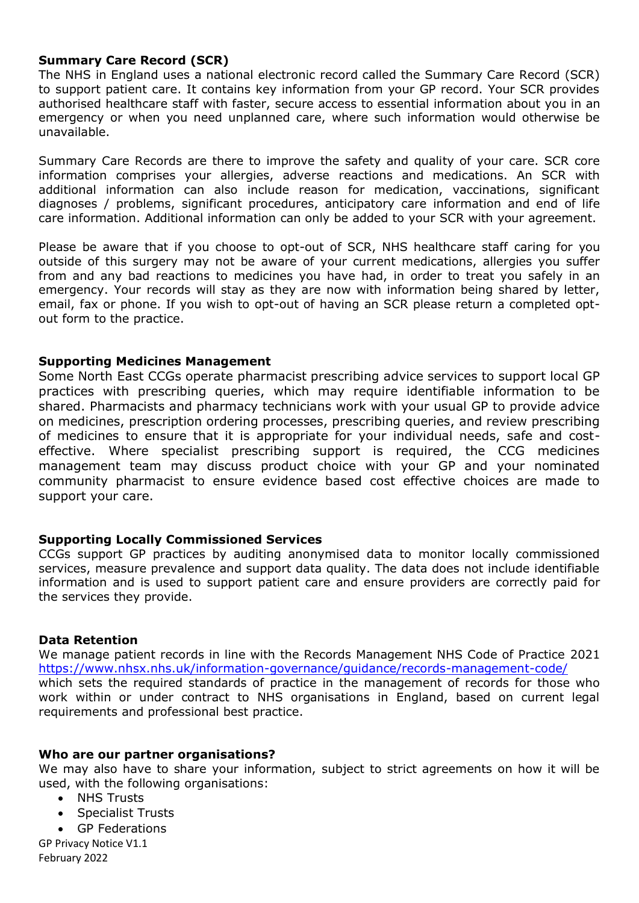### Summary Care Record (SCR)

The NHS in England uses a national electronic record called the Summary Care Record (SCR) to support patient care. It contains key information from your GP record. Your SCR provides authorised healthcare staff with faster, secure access to essential information about you in an emergency or when you need unplanned care, where such information would otherwise be unavailable.

Summary Care Records are there to improve the safety and quality of your care. SCR core information comprises your allergies, adverse reactions and medications. An SCR with additional information can also include reason for medication, vaccinations, significant diagnoses / problems, significant procedures, anticipatory care information and end of life care information. Additional information can only be added to your SCR with your agreement.

Please be aware that if you choose to opt-out of SCR, NHS healthcare staff caring for you outside of this surgery may not be aware of your current medications, allergies you suffer from and any bad reactions to medicines you have had, in order to treat you safely in an emergency. Your records will stay as they are now with information being shared by letter, email, fax or phone. If you wish to opt-out of having an SCR please return a completed opt-out form to the practice.

### Supporting Medicines Management

Some North East CCGs operate pharmacist prescribing advice services to support local GP practices with prescribing queries, which may require identifiable information to be shared. Pharmacists and pharmacy technicians work with your usual GP to provide advice on medicines, prescription ordering processes, prescribing queries, and review prescribing of medicines to ensure that it is appropriate for your individual needs, safe and cost-effective. Where specialist prescribing support is required, the CCG medicines management team may discuss product choice with your GP and your nominated community pharmacist to ensure evidence based cost effective choices are made to support your care.

### Supporting Locally Commissioned Services

CCGs support GP practices by auditing anonymised data to monitor locally commissioned services, measure prevalence and support data quality. The data does not include identifiable information and is used to support patient care and ensure providers are correctly paid for the services they provide.

### Data Retention

We manage patient records in line with the Records Management NHS Code of Practice 2021 [https://www.nhsx.nhs.uk/information-governance/guidance/records-management-code/](https://www.nhsx.nhs.uk/information-governance/guidance/records-management-code/) which sets the required standards of practice in the management of records for those who work within or under contract to NHS organisations in England, based on current legal requirements and professional best practice.

### Who are our partner organisations?

We may also have to share your information, subject to strict agreements on how it will be used, with the following organisations:

- NHS Trusts
- Specialist Trusts
- GP Federations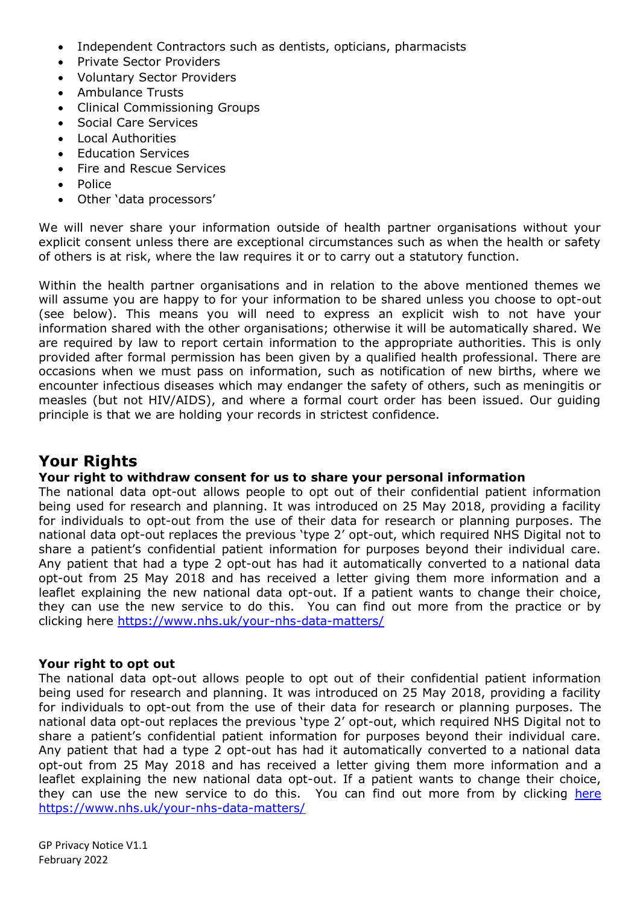- Independent Contractors such as dentists, opticians, pharmacists
- Private Sector Providers
- Voluntary Sector Providers
- Ambulance Trusts
- Clinical Commissioning Groups
- Social Care Services
- Local Authorities
- Education Services
- Fire and Rescue Services
- Police
- Other 'data processors'

We will never share your information outside of health partner organisations without your explicit consent unless there are exceptional circumstances such as when the health or safety of others is at risk, where the law requires it or to carry out a statutory function.

Within the health partner organisations and in relation to the above mentioned themes we will assume you are happy to for your information to be shared unless you choose to opt-out (see below). This means you will need to express an explicit wish to not have your information shared with the other organisations; otherwise it will be automatically shared. We are required by law to report certain information to the appropriate authorities. This is only provided after formal permission has been given by a qualified health professional. There are occasions when we must pass on information, such as notification of new births, where we encounter infectious diseases which may endanger the safety of others, such as meningitis or measles (but not HIV/AIDS), and where a formal court order has been issued. Our guiding principle is that we are holding your records in strictest confidence.

## Your Rights

### Your right to withdraw consent for us to share your personal information

The national data opt-out allows people to opt out of their confidential patient information being used for research and planning. It was introduced on 25 May 2018, providing a facility for individuals to opt-out from the use of their data for research or planning purposes. The national data opt-out replaces the previous 'type 2' opt-out, which required NHS Digital not to share a patient's confidential patient information for purposes beyond their individual care. Any patient that had a type 2 opt-out has had it automatically converted to a national data opt-out from 25 May 2018 and has received a letter giving them more information and a leaflet explaining the new national data opt-out. If a patient wants to change their choice, they can use the new service to do this. You can find out more from the practice or by clicking here https://www.nhs.uk/your-nhs-data-matters/

### Your right to opt out

The national data opt-out allows people to opt out of their confidential patient information being used for research and planning. It was introduced on 25 May 2018, providing a facility for individuals to opt-out from the use of their data for research or planning purposes. The national data opt-out replaces the previous 'type 2' opt-out, which required NHS Digital not to share a patient's confidential patient information for purposes beyond their individual care. Any patient that had a type 2 opt-out has had it automatically converted to a national data opt-out from 25 May 2018 and has received a letter giving them more information and a leaflet explaining the new national data opt-out. If a patient wants to change their choice, they can use the new service to do this. You can find out more from by clicking here https://www.nhs.uk/your-nhs-data-matters/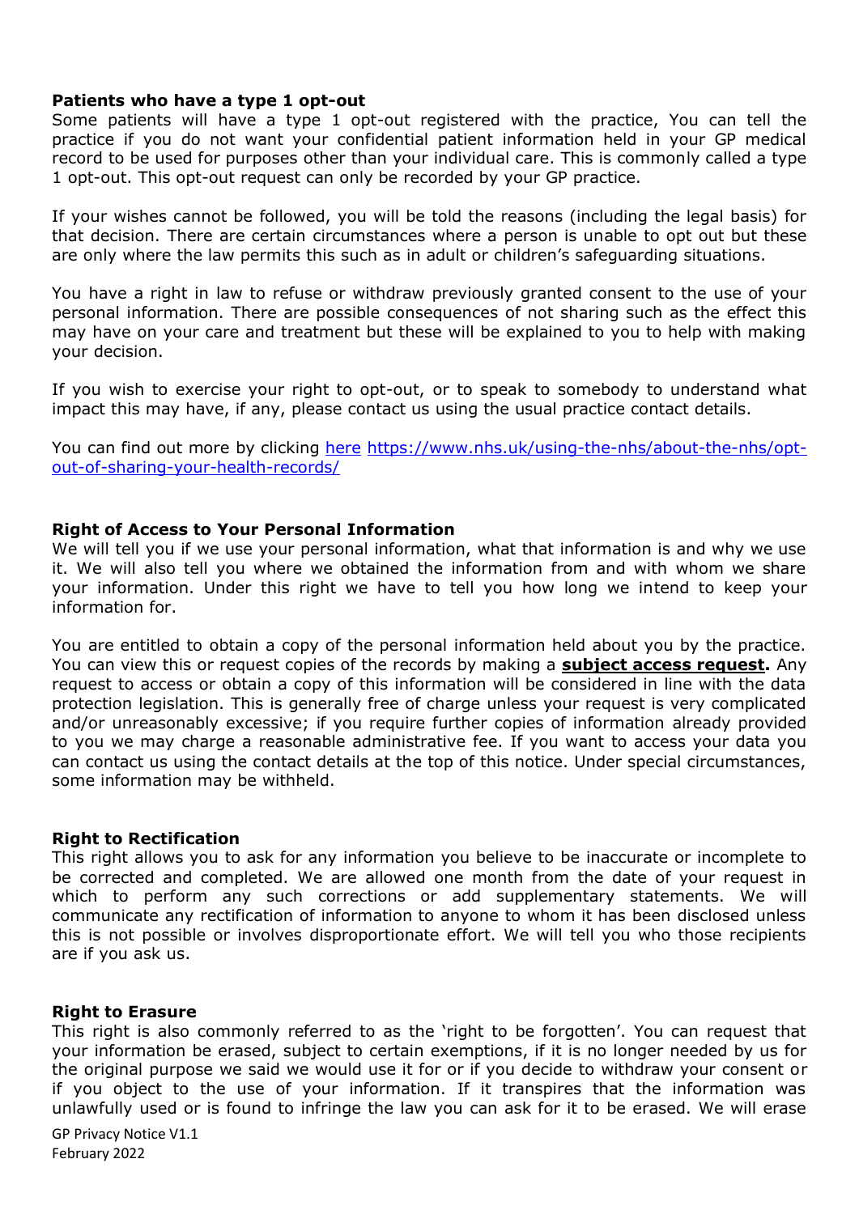**Patients who have a type 1 opt-out**

Some patients will have a type 1 opt-out registered with the practice, You can tell the practice if you do not want your confidential patient information held in your GP medical record to be used for purposes other than your individual care. This is commonly called a type 1 opt-out. This opt-out request can only be recorded by your GP practice.

If your wishes cannot be followed, you will be told the reasons (including the legal basis) for that decision. There are certain circumstances where a person is unable to opt out but these are only where the law permits this such as in adult or children's safeguarding situations.

You have a right in law to refuse or withdraw previously granted consent to the use of your personal information. There are possible consequences of not sharing such as the effect this may have on your care and treatment but these will be explained to you to help with making your decision.

If you wish to exercise your right to opt-out, or to speak to somebody to understand what impact this may have, if any, please contact us using the usual practice contact details.

You can find out more by clicking [here](https://www.nhs.uk/using-the-nhs/about-the-nhs/opt-out-of-sharing-your-health-records/) https://www.nhs.uk/using-the-nhs/about-the-nhs/opt-out-of-sharing-your-health-records/

**Right of Access to Your Personal Information**

We will tell you if we use your personal information, what that information is and why we use it. We will also tell you where we obtained the information from and with whom we share your information. Under this right we have to tell you how long we intend to keep your information for.

You are entitled to obtain a copy of the personal information held about you by the practice. You can view this or request copies of the records by making a **subject access request.** Any request to access or obtain a copy of this information will be considered in line with the data protection legislation. This is generally free of charge unless your request is very complicated and/or unreasonably excessive; if you require further copies of information already provided to you we may charge a reasonable administrative fee. If you want to access your data you can contact us using the contact details at the top of this notice. Under special circumstances, some information may be withheld.

**Right to Rectification**

This right allows you to ask for any information you believe to be inaccurate or incomplete to be corrected and completed. We are allowed one month from the date of your request in which to perform any such corrections or add supplementary statements. We will communicate any rectification of information to anyone to whom it has been disclosed unless this is not possible or involves disproportionate effort. We will tell you who those recipients are if you ask us.

**Right to Erasure**

This right is also commonly referred to as the 'right to be forgotten'. You can request that your information be erased, subject to certain exemptions, if it is no longer needed by us for the original purpose we said we would use it for or if you decide to withdraw your consent or if you object to the use of your information. If it transpires that the information was unlawfully used or is found to infringe the law you can ask for it to be erased. We will erase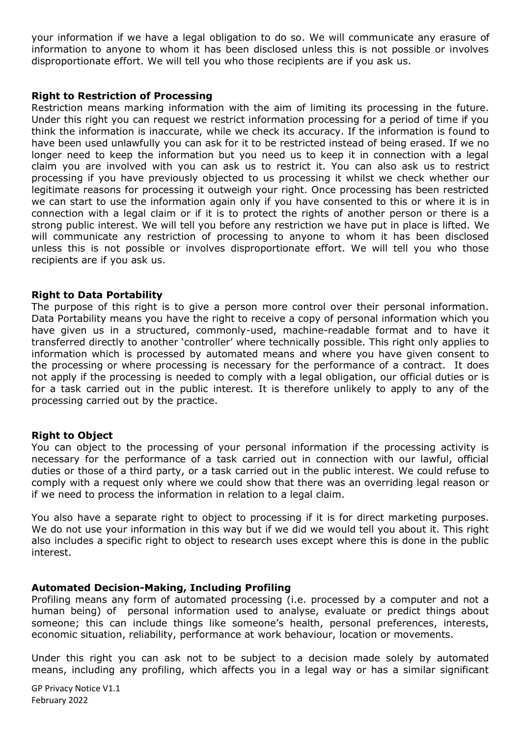your information if we have a legal obligation to do so. We will communicate any erasure of information to anyone to whom it has been disclosed unless this is not possible or involves disproportionate effort. We will tell you who those recipients are if you ask us.

**Right to Restriction of Processing**

Restriction means marking information with the aim of limiting its processing in the future. Under this right you can request we restrict information processing for a period of time if you think the information is inaccurate, while we check its accuracy. If the information is found to have been used unlawfully you can ask for it to be restricted instead of being erased. If we no longer need to keep the information but you need us to keep it in connection with a legal claim you are involved with you can ask us to restrict it. You can also ask us to restrict processing if you have previously objected to us processing it whilst we check whether our legitimate reasons for processing it outweigh your right. Once processing has been restricted we can start to use the information again only if you have consented to this or where it is in connection with a legal claim or if it is to protect the rights of another person or there is a strong public interest. We will tell you before any restriction we have put in place is lifted. We will communicate any restriction of processing to anyone to whom it has been disclosed unless this is not possible or involves disproportionate effort. We will tell you who those recipients are if you ask us.

**Right to Data Portability**

The purpose of this right is to give a person more control over their personal information. Data Portability means you have the right to receive a copy of personal information which you have given us in a structured, commonly-used, machine-readable format and to have it transferred directly to another 'controller' where technically possible. This right only applies to information which is processed by automated means and where you have given consent to the processing or where processing is necessary for the performance of a contract. It does not apply if the processing is needed to comply with a legal obligation, our official duties or is for a task carried out in the public interest. It is therefore unlikely to apply to any of the processing carried out by the practice.

**Right to Object**

You can object to the processing of your personal information if the processing activity is necessary for the performance of a task carried out in connection with our lawful, official duties or those of a third party, or a task carried out in the public interest. We could refuse to comply with a request only where we could show that there was an overriding legal reason or if we need to process the information in relation to a legal claim.

You also have a separate right to object to processing if it is for direct marketing purposes. We do not use your information in this way but if we did we would tell you about it. This right also includes a specific right to object to research uses except where this is done in the public interest.

**Automated Decision-Making, Including Profiling**

Profiling means any form of automated processing (i.e. processed by a computer and not a human being) of personal information used to analyse, evaluate or predict things about someone; this can include things like someone's health, personal preferences, interests, economic situation, reliability, performance at work behaviour, location or movements.

Under this right you can ask not to be subject to a decision made solely by automated means, including any profiling, which affects you in a legal way or has a similar significant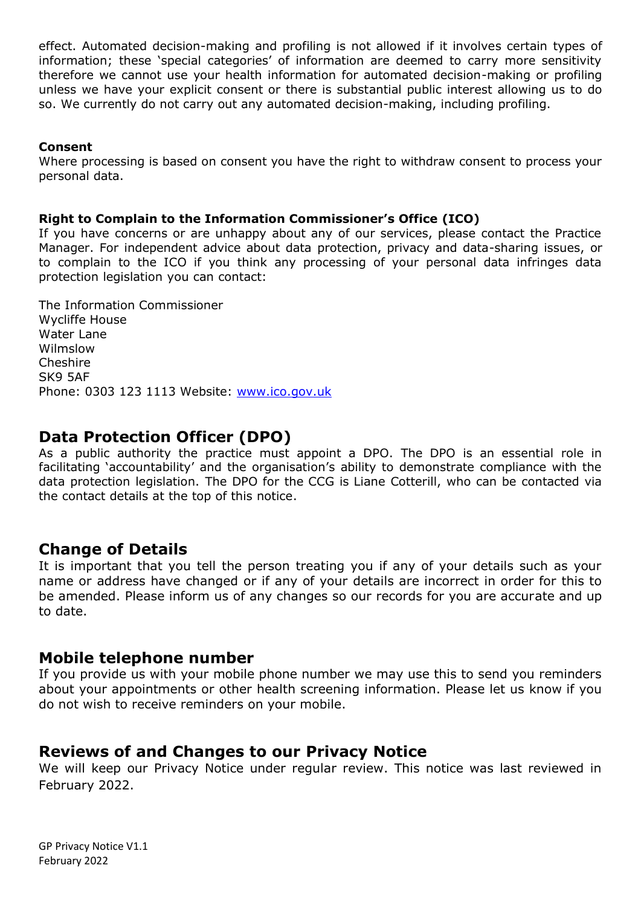effect. Automated decision-making and profiling is not allowed if it involves certain types of information; these 'special categories' of information are deemed to carry more sensitivity therefore we cannot use your health information for automated decision-making or profiling unless we have your explicit consent or there is substantial public interest allowing us to do so. We currently do not carry out any automated decision-making, including profiling.

**Consent**
Where processing is based on consent you have the right to withdraw consent to process your personal data.

**Right to Complain to the Information Commissioner's Office (ICO)**
If you have concerns or are unhappy about any of our services, please contact the Practice Manager. For independent advice about data protection, privacy and data-sharing issues, or to complain to the ICO if you think any processing of your personal data infringes data protection legislation you can contact:

The Information Commissioner
Wycliffe House
Water Lane
Wilmslow
Cheshire
SK9 5AF
Phone: 0303 123 1113 Website: [www.ico.gov.uk](http://www.ico.gov.uk)

## Data Protection Officer (DPO)

As a public authority the practice must appoint a DPO. The DPO is an essential role in facilitating 'accountability' and the organisation's ability to demonstrate compliance with the data protection legislation. The DPO for the CCG is Liane Cotterill, who can be contacted via the contact details at the top of this notice.

## Change of Details

It is important that you tell the person treating you if any of your details such as your name or address have changed or if any of your details are incorrect in order for this to be amended. Please inform us of any changes so our records for you are accurate and up to date.

## Mobile telephone number

If you provide us with your mobile phone number we may use this to send you reminders about your appointments or other health screening information. Please let us know if you do not wish to receive reminders on your mobile.

## Reviews of and Changes to our Privacy Notice

We will keep our Privacy Notice under regular review. This notice was last reviewed in February 2022.

GP Privacy Notice V1.1
February 2022